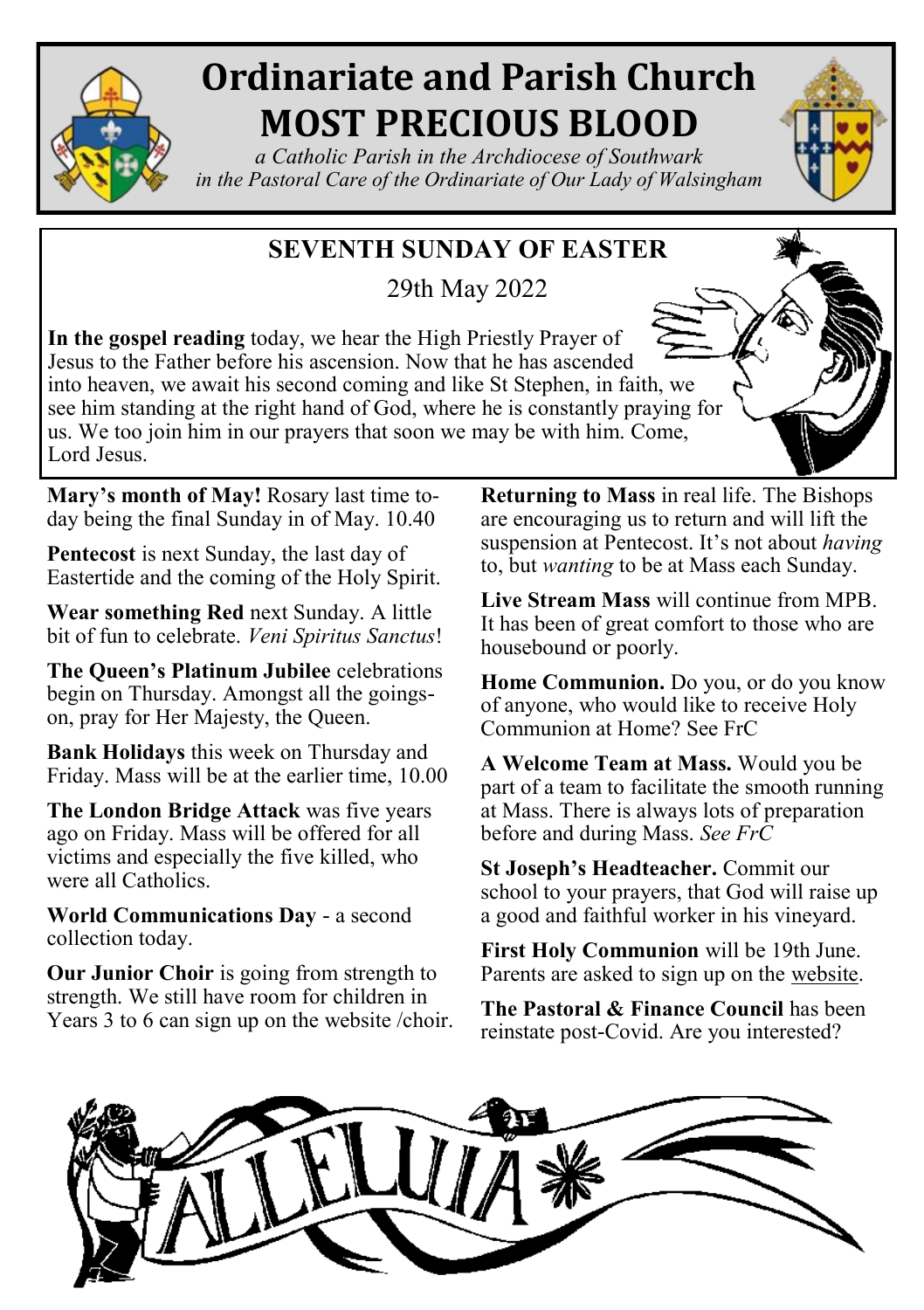# Ordinariate and Parish Church
# MOST PRECIOUS BLOOD

*a Catholic Parish in the Archdiocese of Southwark*
*in the Pastoral Care of the Ordinariate of Our Lady of Walsingham*

## SEVENTH SUNDAY OF EASTER

29th May 2022

**In the gospel reading** today, we hear the High Priestly Prayer of Jesus to the Father before his ascension. Now that he has ascended into heaven, we await his second coming and like St Stephen, in faith, we see him standing at the right hand of God, where he is constantly praying for us. We too join him in our prayers that soon we may be with him. Come, Lord Jesus.

**Mary's month of May!** Rosary last time today being the final Sunday in of May. 10.40

**Pentecost** is next Sunday, the last day of Eastertide and the coming of the Holy Spirit.

**Wear something Red** next Sunday. A little bit of fun to celebrate. *Veni Spiritus Sanctus*!

**The Queen's Platinum Jubilee** celebrations begin on Thursday. Amongst all the goings-on, pray for Her Majesty, the Queen.

**Bank Holidays** this week on Thursday and Friday. Mass will be at the earlier time, 10.00

**The London Bridge Attack** was five years ago on Friday. Mass will be offered for all victims and especially the five killed, who were all Catholics.

**World Communications Day** - a second collection today.

**Our Junior Choir** is going from strength to strength. We still have room for children in Years 3 to 6 can sign up on the website /choir.

**Returning to Mass** in real life. The Bishops are encouraging us to return and will lift the suspension at Pentecost. It's not about *having* to, but *wanting* to be at Mass each Sunday.

**Live Stream Mass** will continue from MPB. It has been of great comfort to those who are housebound or poorly.

**Home Communion.** Do you, or do you know of anyone, who would like to receive Holy Communion at Home? See FrC

**A Welcome Team at Mass.** Would you be part of a team to facilitate the smooth running at Mass. There is always lots of preparation before and during Mass. *See FrC*

**St Joseph's Headteacher.** Commit our school to your prayers, that God will raise up a good and faithful worker in his vineyard.

**First Holy Communion** will be 19th June. Parents are asked to sign up on the website.

**The Pastoral & Finance Council** has been reinstate post-Covid. Are you interested?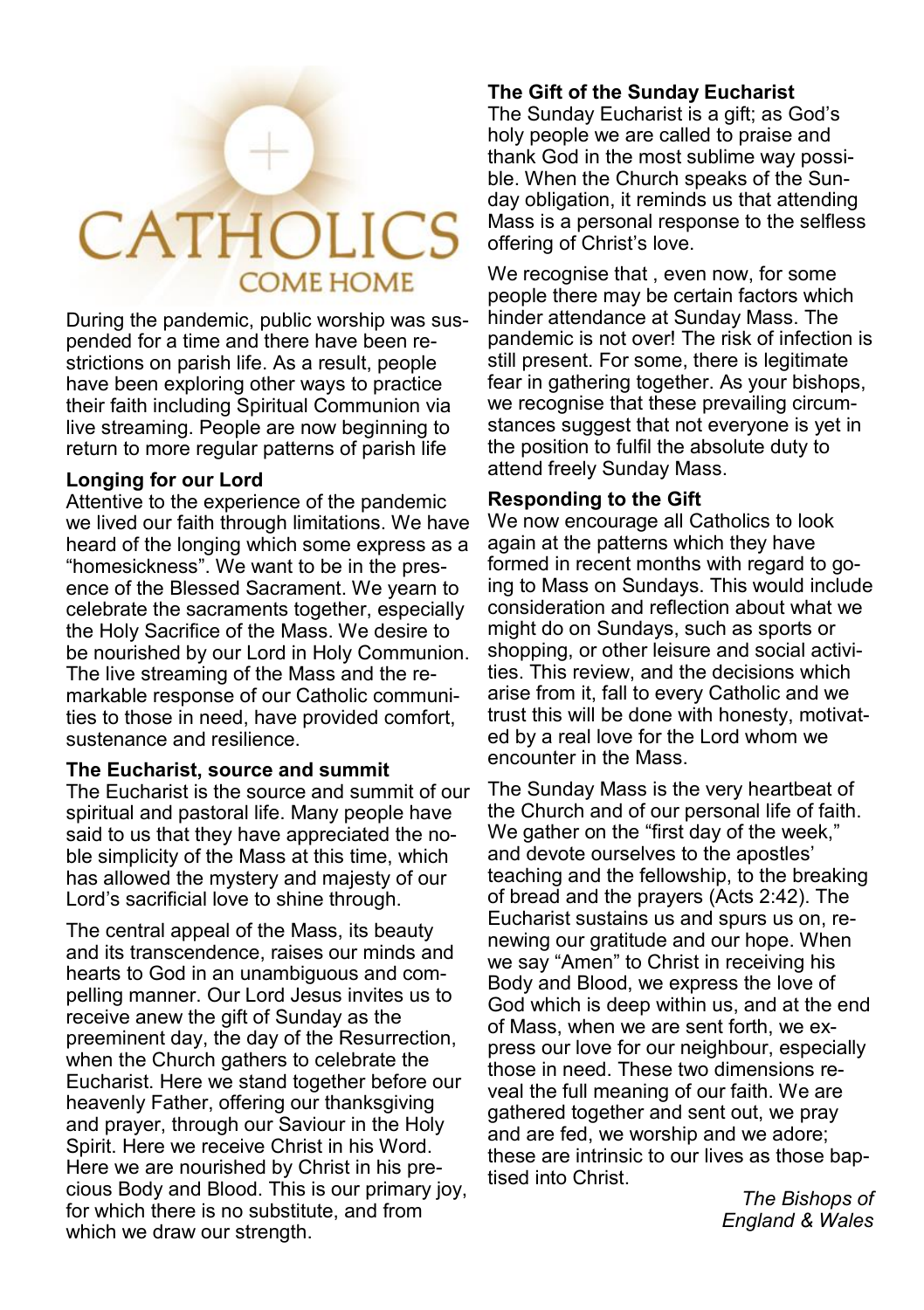# CATHOLICS
## COME HOME

During the pandemic, public worship was suspended for a time and there have been restrictions on parish life. As a result, people have been exploring other ways to practice their faith including Spiritual Communion via live streaming. People are now beginning to return to more regular patterns of parish life

**Longing for our Lord**

Attentive to the experience of the pandemic we lived our faith through limitations. We have heard of the longing which some express as a "homesickness". We want to be in the presence of the Blessed Sacrament. We yearn to celebrate the sacraments together, especially the Holy Sacrifice of the Mass. We desire to be nourished by our Lord in Holy Communion. The live streaming of the Mass and the remarkable response of our Catholic communities to those in need, have provided comfort, sustenance and resilience.

**The Eucharist, source and summit**

The Eucharist is the source and summit of our spiritual and pastoral life. Many people have said to us that they have appreciated the noble simplicity of the Mass at this time, which has allowed the mystery and majesty of our Lord's sacrificial love to shine through.

The central appeal of the Mass, its beauty and its transcendence, raises our minds and hearts to God in an unambiguous and compelling manner. Our Lord Jesus invites us to receive anew the gift of Sunday as the preeminent day, the day of the Resurrection, when the Church gathers to celebrate the Eucharist. Here we stand together before our heavenly Father, offering our thanksgiving and prayer, through our Saviour in the Holy Spirit. Here we receive Christ in his Word. Here we are nourished by Christ in his precious Body and Blood. This is our primary joy, for which there is no substitute, and from which we draw our strength.

**The Gift of the Sunday Eucharist**

The Sunday Eucharist is a gift; as God's holy people we are called to praise and thank God in the most sublime way possible. When the Church speaks of the Sunday obligation, it reminds us that attending Mass is a personal response to the selfless offering of Christ's love.

We recognise that , even now, for some people there may be certain factors which hinder attendance at Sunday Mass. The pandemic is not over! The risk of infection is still present. For some, there is legitimate fear in gathering together. As your bishops, we recognise that these prevailing circumstances suggest that not everyone is yet in the position to fulfil the absolute duty to attend freely Sunday Mass.

**Responding to the Gift**

We now encourage all Catholics to look again at the patterns which they have formed in recent months with regard to going to Mass on Sundays. This would include consideration and reflection about what we might do on Sundays, such as sports or shopping, or other leisure and social activities. This review, and the decisions which arise from it, fall to every Catholic and we trust this will be done with honesty, motivated by a real love for the Lord whom we encounter in the Mass.

The Sunday Mass is the very heartbeat of the Church and of our personal life of faith. We gather on the "first day of the week," and devote ourselves to the apostles' teaching and the fellowship, to the breaking of bread and the prayers (Acts 2:42). The Eucharist sustains us and spurs us on, renewing our gratitude and our hope. When we say "Amen" to Christ in receiving his Body and Blood, we express the love of God which is deep within us, and at the end of Mass, when we are sent forth, we express our love for our neighbour, especially those in need. These two dimensions reveal the full meaning of our faith. We are gathered together and sent out, we pray and are fed, we worship and we adore; these are intrinsic to our lives as those baptised into Christ.

*The Bishops of England & Wales*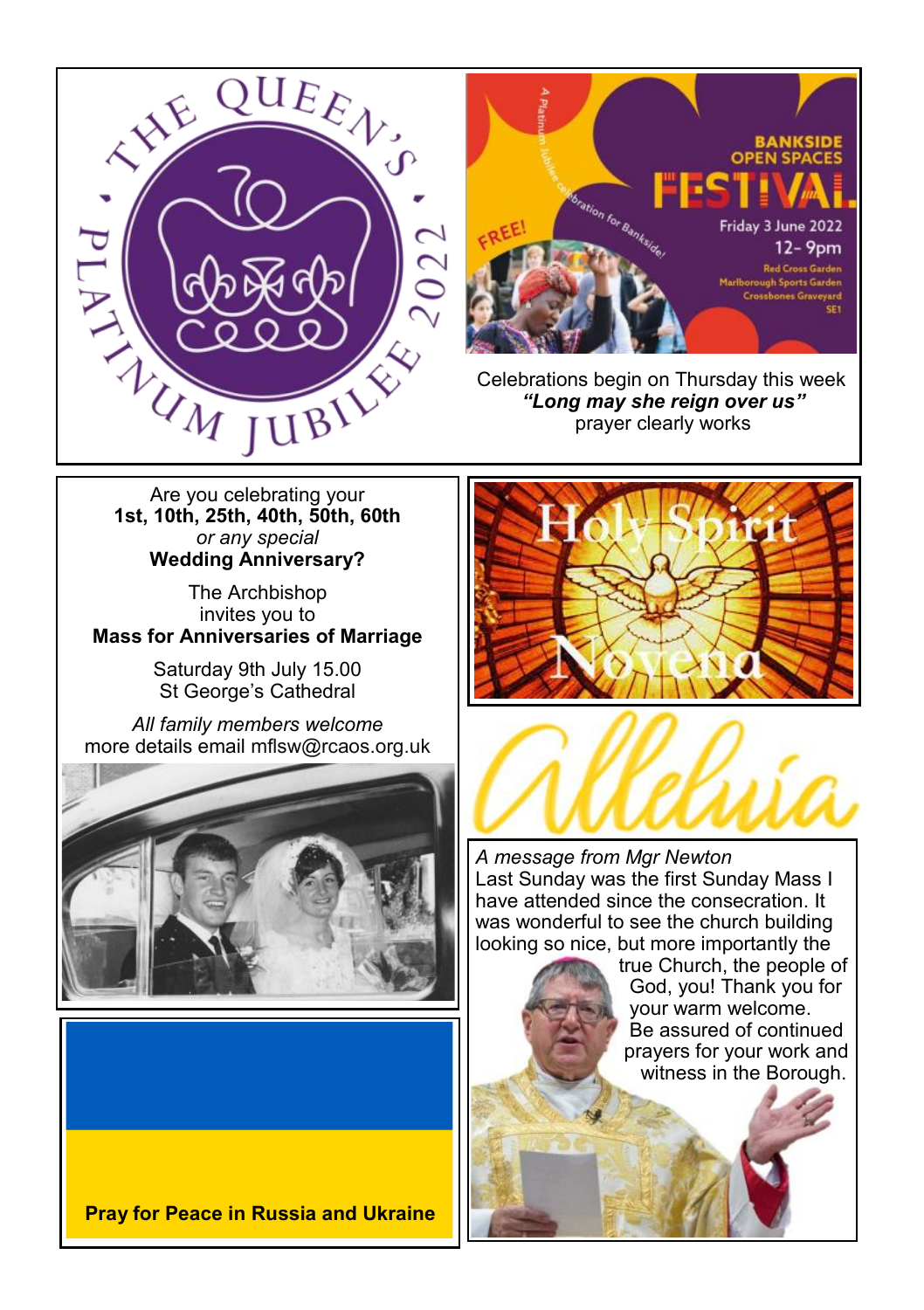THE QUEEN'S PLATINUM JUBILEE 2022

BANKSIDE OPEN SPACES FESTIVAL

A Platinum Jubilee celebration for Bankside!

FREE!

Friday 3 June 2022
12- 9pm
Red Cross Garden
Marlborough Sports Garden
Crossbones Graveyard
SE1

Celebrations begin on Thursday this week
***"Long may she reign over us"***
prayer clearly works

Are you celebrating your
**1st, 10th, 25th, 40th, 50th, 60th**
*or any special*
**Wedding Anniversary?**

The Archbishop
invites you to
**Mass for Anniversaries of Marriage**

Saturday 9th July 15.00
St George's Cathedral

*All family members welcome*
more details email mflsw@rcaos.org.uk

**Pray for Peace in Russia and Ukraine**

Holy Spirit Novena

Alleluia

*A message from Mgr Newton*
Last Sunday was the first Sunday Mass I have attended since the consecration. It was wonderful to see the church building looking so nice, but more importantly the true Church, the people of God, you! Thank you for your warm welcome.
Be assured of continued prayers for your work and witness in the Borough.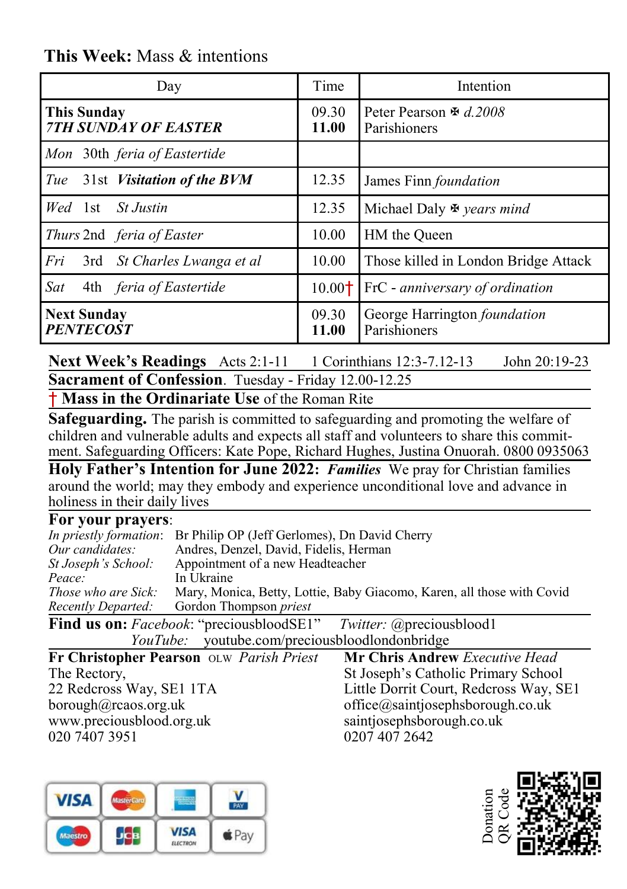## **This Week:** Mass & intentions

| Day | Time | Intention |
|---|---|---|
| **This Sunday** ***7TH SUNDAY OF EASTER*** | 09.30 **11.00** | Peter Pearson ✠ *d.2008* Parishioners |
| *Mon* 30th *feria of Eastertide* | | |
| *Tue* 31st ***Visitation of the BVM*** | 12.35 | James Finn *foundation* |
| *Wed* 1st *St Justin* | 12.35 | Michael Daly ✠ *years mind* |
| *Thurs* 2nd *feria of Easter* | 10.00 | HM the Queen |
| *Fri* 3rd *St Charles Lwanga et al* | 10.00 | Those killed in London Bridge Attack |
| *Sat* 4th *feria of Eastertide* | 10.00† | FrC - *anniversary of ordination* |
| **Next Sunday** ***PENTECOST*** | 09.30 **11.00** | George Harrington *foundation* Parishioners |

**Next Week's Readings** Acts 2:1-11 1 Corinthians 12:3-7.12-13 John 20:19-23

**Sacrament of Confession**. Tuesday - Friday 12.00-12.25

† **Mass in the Ordinariate Use** of the Roman Rite

**Safeguarding.** The parish is committed to safeguarding and promoting the welfare of children and vulnerable adults and expects all staff and volunteers to share this commitment. Safeguarding Officers: Kate Pope, Richard Hughes, Justina Onuorah. 0800 0935063

**Holy Father's Intention for June 2022:** ***Families*** We pray for Christian families around the world; may they embody and experience unconditional love and advance in holiness in their daily lives

**For your prayers**:

*In priestly formation*: Br Philip OP (Jeff Gerlomes), Dn David Cherry
*Our candidates:* Andres, Denzel, David, Fidelis, Herman
*St Joseph's School:* Appointment of a new Headteacher
*Peace:* In Ukraine
*Those who are Sick:* Mary, Monica, Betty, Lottie, Baby Giacomo, Karen, all those with Covid
*Recently Departed:* Gordon Thompson *priest*

**Find us on:** *Facebook*: "preciousbloodSE1" *Twitter:* @preciousblood1
*YouTube:* youtube.com/preciousbloodlondonbridge

**Fr Christopher Pearson** OLW *Parish Priest*
The Rectory,
22 Redcross Way, SE1 1TA
borough@rcaos.org.uk
www.preciousblood.org.uk
020 7407 3951

**Mr Chris Andrew** *Executive Head*
St Joseph's Catholic Primary School
Little Dorrit Court, Redcross Way, SE1
office@saintjosephsborough.co.uk
saintjosephsborough.co.uk
0207 407 2642

Donation QR Code